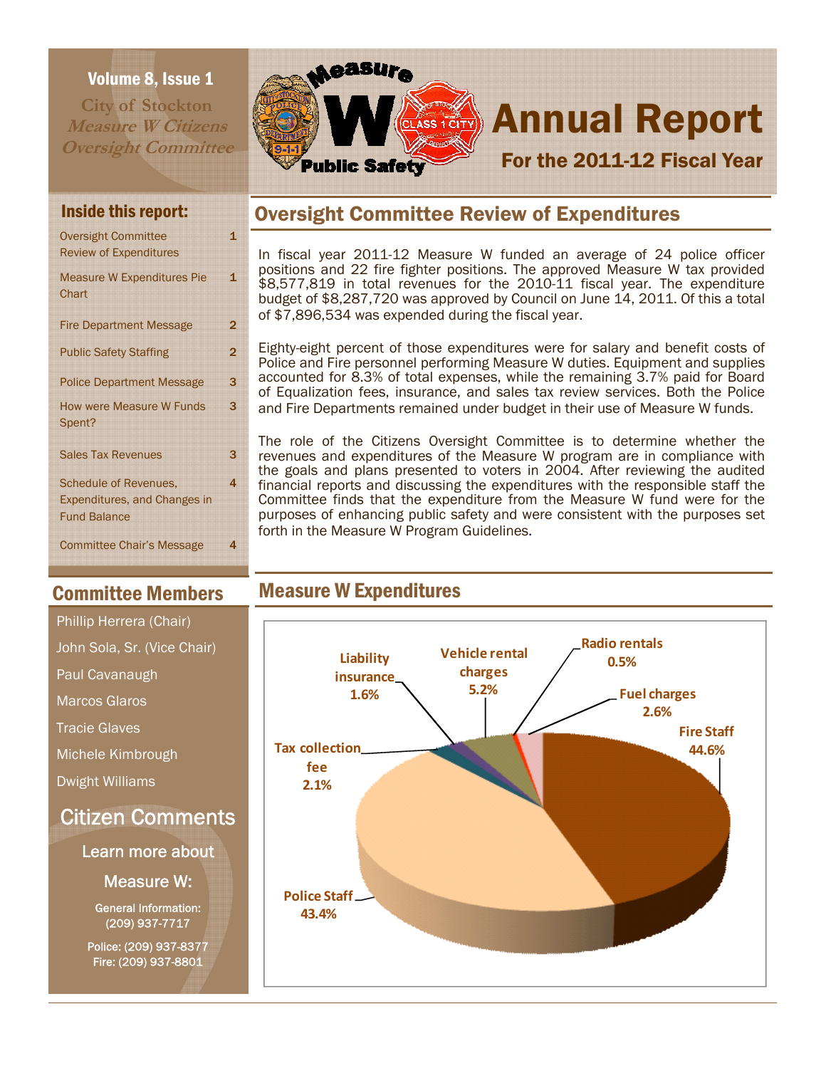Volume 8, Issue 1

City of Stockton
*Measure W Citizens Oversight Committee*

# Annual Report

## For the 2011-12 Fiscal Year

### Inside this report:

| | |
|---|---|
| Oversight Committee Review of Expenditures | 1 |
| Measure W Expenditures Pie Chart | 1 |
| Fire Department Message | 2 |
| Public Safety Staffing | 2 |
| Police Department Message | 3 |
| How were Measure W Funds Spent? | 3 |
| Sales Tax Revenues | 3 |
| Schedule of Revenues, Expenditures, and Changes in Fund Balance | 4 |
| Committee Chair's Message | 4 |

## Oversight Committee Review of Expenditures

In fiscal year 2011-12 Measure W funded an average of 24 police officer positions and 22 fire fighter positions. The approved Measure W tax provided $8,577,819 in total revenues for the 2010-11 fiscal year. The expenditure budget of $8,287,720 was approved by Council on June 14, 2011. Of this a total of $7,896,534 was expended during the fiscal year.

Eighty-eight percent of those expenditures were for salary and benefit costs of Police and Fire personnel performing Measure W duties. Equipment and supplies accounted for 8.3% of total expenses, while the remaining 3.7% paid for Board of Equalization fees, insurance, and sales tax review services. Both the Police and Fire Departments remained under budget in their use of Measure W funds.

The role of the Citizens Oversight Committee is to determine whether the revenues and expenditures of the Measure W program are in compliance with the goals and plans presented to voters in 2004. After reviewing the audited financial reports and discussing the expenditures with the responsible staff the Committee finds that the expenditure from the Measure W fund were for the purposes of enhancing public safety and were consistent with the purposes set forth in the Measure W Program Guidelines.

## Measure W Expenditures

| Category | Percent |
|---|---|
| Fire Staff | 44.6% |
| Police Staff | 43.4% |
| Tax collection fee | 2.1% |
| Liability insurance | 1.6% |
| Vehicle rental charges | 5.2% |
| Radio rentals | 0.5% |
| Fuel charges | 2.6% |

## Committee Members

Phillip Herrera (Chair)
John Sola, Sr. (Vice Chair)
Paul Cavanaugh
Marcos Glaros
Tracie Glaves
Michele Kimbrough
Dwight Williams

## Citizen Comments

Learn more about Measure W:

General Information: (209) 937-7717

Police: (209) 937-8377
Fire: (209) 937-8801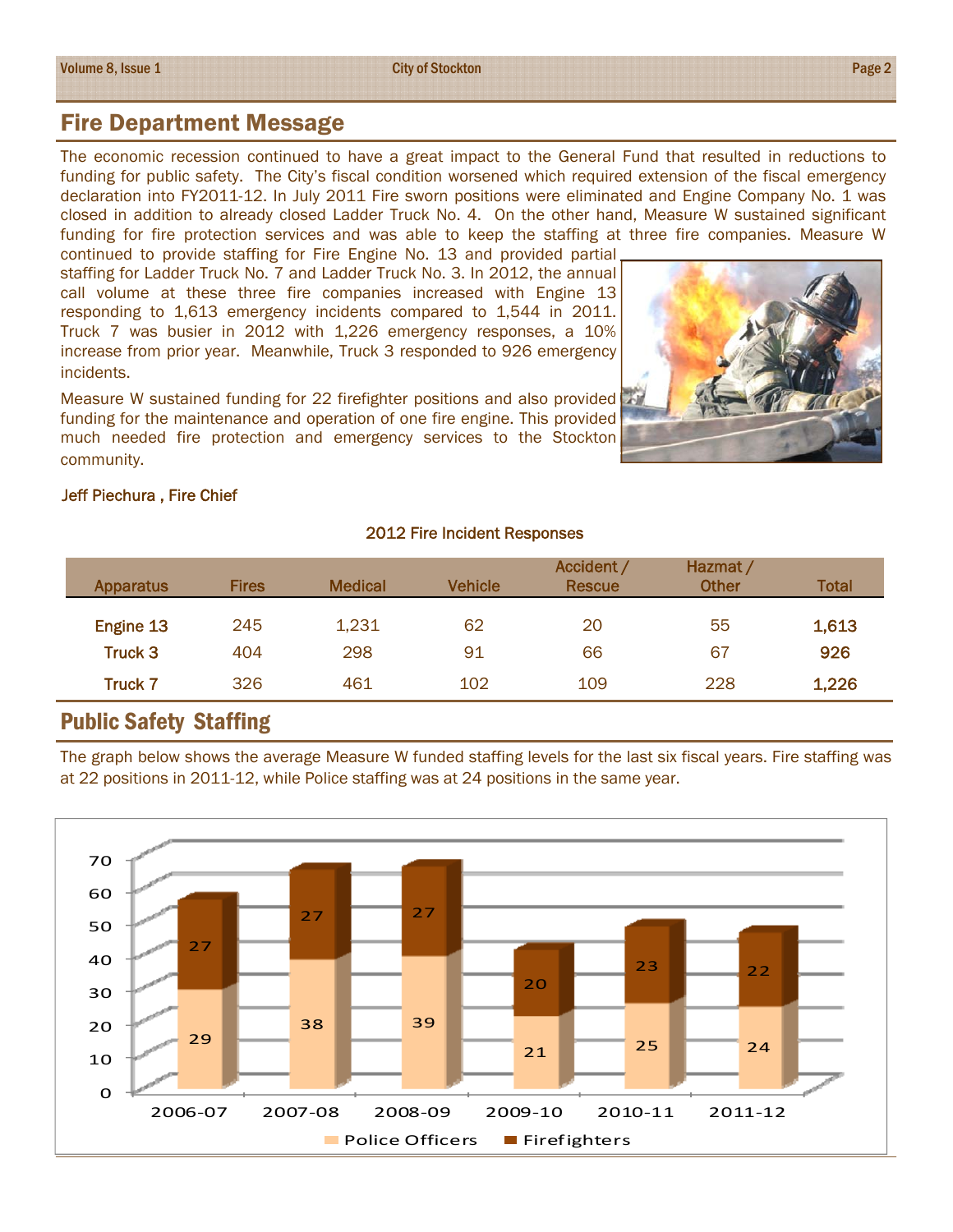## Fire Department Message

The economic recession continued to have a great impact to the General Fund that resulted in reductions to funding for public safety. The City's fiscal condition worsened which required extension of the fiscal emergency declaration into FY2011-12. In July 2011 Fire sworn positions were eliminated and Engine Company No. 1 was closed in addition to already closed Ladder Truck No. 4. On the other hand, Measure W sustained significant funding for fire protection services and was able to keep the staffing at three fire companies. Measure W continued to provide staffing for Fire Engine No. 13 and provided partial staffing for Ladder Truck No. 7 and Ladder Truck No. 3. In 2012, the annual call volume at these three fire companies increased with Engine 13 responding to 1,613 emergency incidents compared to 1,544 in 2011. Truck 7 was busier in 2012 with 1,226 emergency responses, a 10% increase from prior year. Meanwhile, Truck 3 responded to 926 emergency incidents.

Measure W sustained funding for 22 firefighter positions and also provided funding for the maintenance and operation of one fire engine. This provided much needed fire protection and emergency services to the Stockton community.

Jeff Piechura , Fire Chief

**2012 Fire Incident Responses**

| Apparatus | Fires | Medical | Vehicle | Accident / Rescue | Hazmat / Other | Total |
|---|---|---|---|---|---|---|
| Engine 13 | 245 | 1,231 | 62 | 20 | 55 | **1,613** |
| Truck 3 | 404 | 298 | 91 | 66 | 67 | **926** |
| Truck 7 | 326 | 461 | 102 | 109 | 228 | **1,226** |

## Public Safety Staffing

The graph below shows the average Measure W funded staffing levels for the last six fiscal years. Fire staffing was at 22 positions in 2011-12, while Police staffing was at 24 positions in the same year.

| Fiscal Year | Police Officers | Firefighters |
|---|---|---|
| 2006-07 | 29 | 27 |
| 2007-08 | 38 | 27 |
| 2008-09 | 39 | 27 |
| 2009-10 | 21 | 20 |
| 2010-11 | 25 | 23 |
| 2011-12 | 24 | 22 |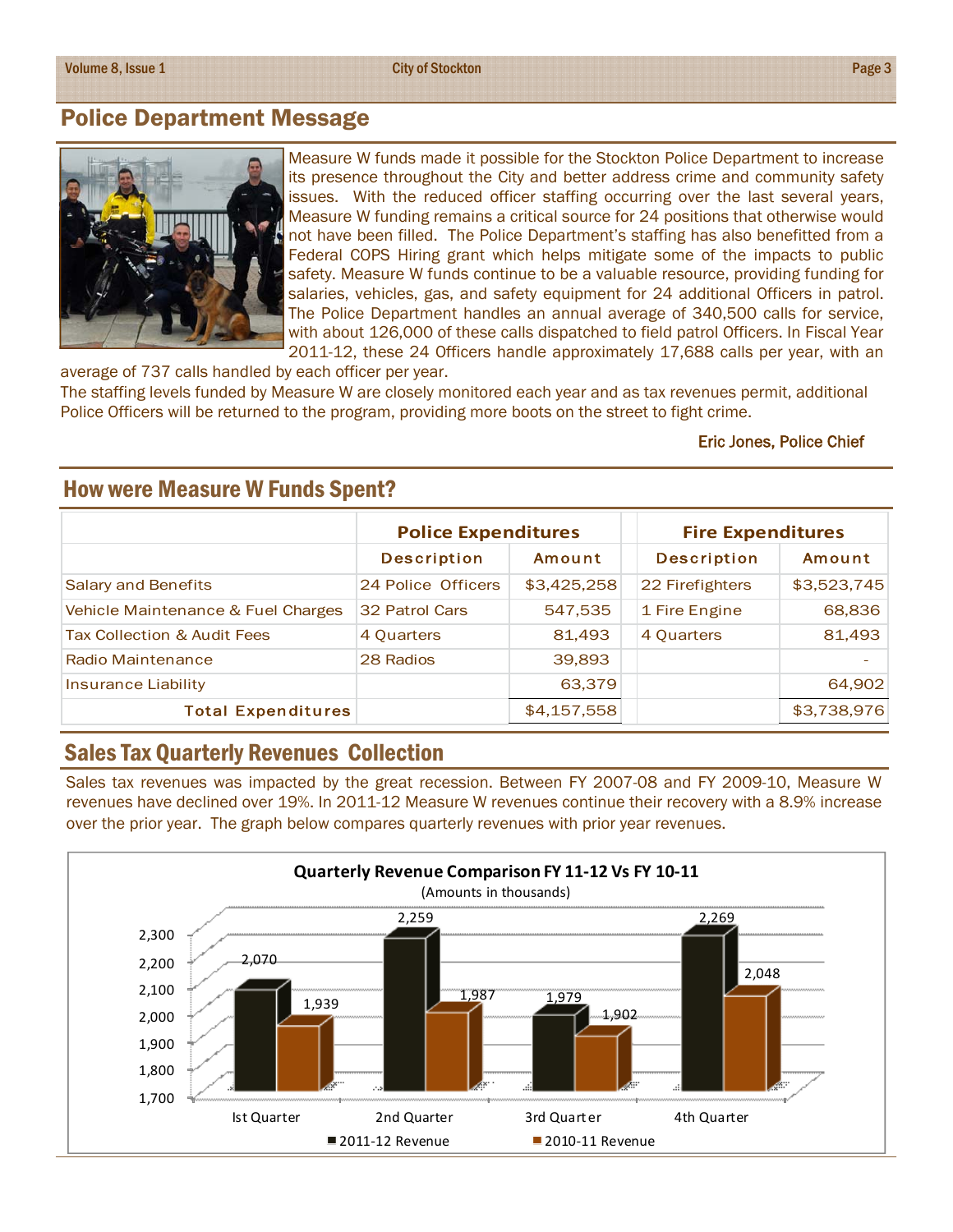## Police Department Message

Measure W funds made it possible for the Stockton Police Department to increase its presence throughout the City and better address crime and community safety issues. With the reduced officer staffing occurring over the last several years, Measure W funding remains a critical source for 24 positions that otherwise would not have been filled. The Police Department's staffing has also benefitted from a Federal COPS Hiring grant which helps mitigate some of the impacts to public safety. Measure W funds continue to be a valuable resource, providing funding for salaries, vehicles, gas, and safety equipment for 24 additional Officers in patrol. The Police Department handles an annual average of 340,500 calls for service, with about 126,000 of these calls dispatched to field patrol Officers. In Fiscal Year 2011-12, these 24 Officers handle approximately 17,688 calls per year, with an average of 737 calls handled by each officer per year.

The staffing levels funded by Measure W are closely monitored each year and as tax revenues permit, additional Police Officers will be returned to the program, providing more boots on the street to fight crime.

Eric Jones, Police Chief

## How were Measure W Funds Spent?

| | Police Expenditures | | Fire Expenditures | |
|---|---|---|---|---|
| | Description | Amount | Description | Amount |
| Salary and Benefits | 24 Police Officers | $3,425,258 | 22 Firefighters | $3,523,745 |
| Vehicle Maintenance & Fuel Charges | 32 Patrol Cars | 547,535 | 1 Fire Engine | 68,836 |
| Tax Collection & Audit Fees | 4 Quarters | 81,493 | 4 Quarters | 81,493 |
| Radio Maintenance | 28 Radios | 39,893 | | - |
| Insurance Liability | | 63,379 | | 64,902 |
| **Total Expenditures** | | $4,157,558 | | $3,738,976 |

## Sales Tax Quarterly Revenues Collection

Sales tax revenues was impacted by the great recession. Between FY 2007-08 and FY 2009-10, Measure W revenues have declined over 19%. In 2011-12 Measure W revenues continue their recovery with a 8.9% increase over the prior year. The graph below compares quarterly revenues with prior year revenues.

**Quarterly Revenue Comparison FY 11-12 Vs FY 10-11**
(Amounts in thousands)

| | 2011-12 Revenue | 2010-11 Revenue |
|---|---|---|
| Ist Quarter | 2,070 | 1,939 |
| 2nd Quarter | 2,259 | 1,987 |
| 3rd Quarter | 1,979 | 1,902 |
| 4th Quarter | 2,269 | 2,048 |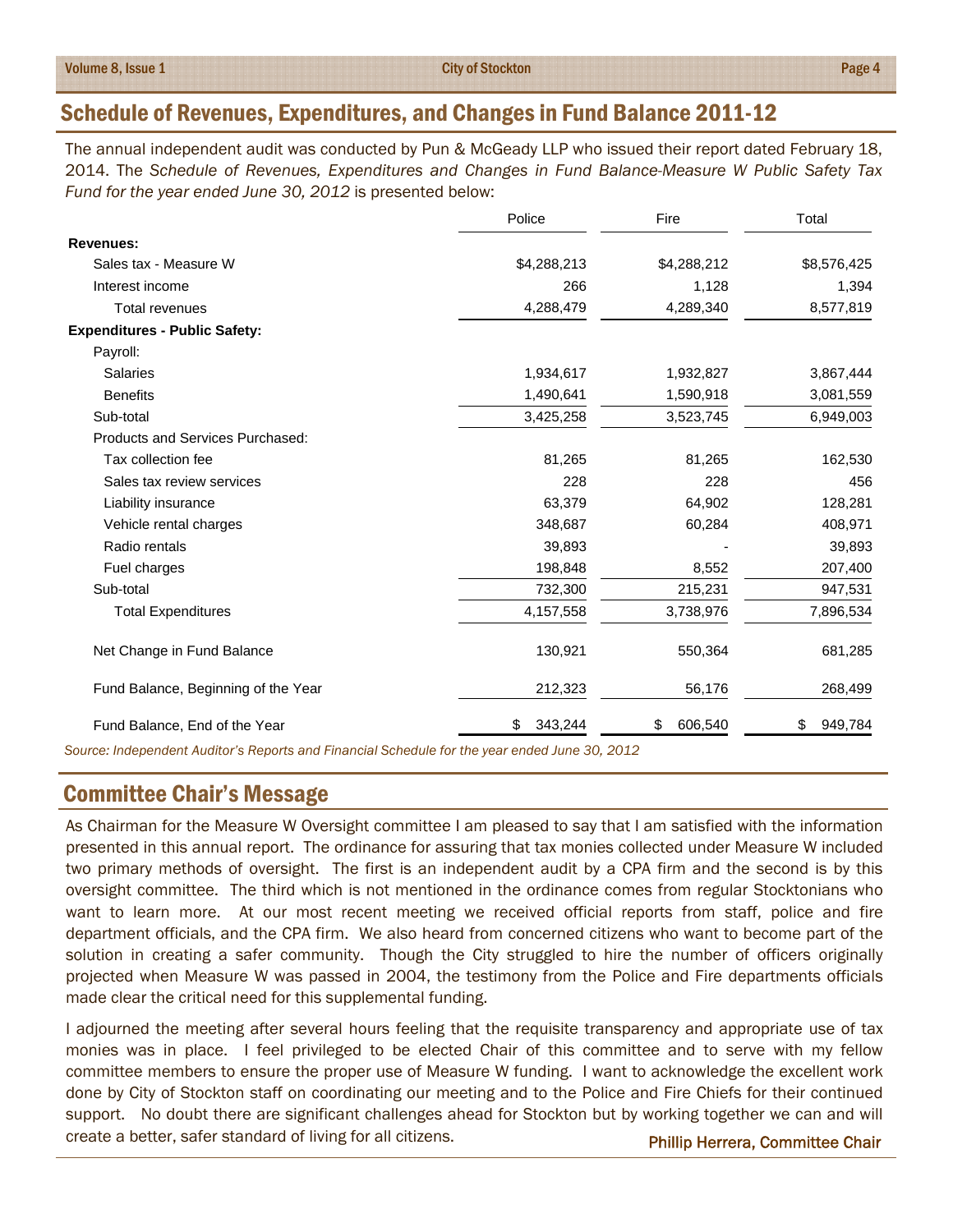## Schedule of Revenues, Expenditures, and Changes in Fund Balance 2011-12

The annual independent audit was conducted by Pun & McGeady LLP who issued their report dated February 18, 2014. The *Schedule of Revenues, Expenditures and Changes in Fund Balance-Measure W Public Safety Tax Fund for the year ended June 30, 2012* is presented below:

| | Police | Fire | Total |
|---|---|---|---|
| **Revenues:** | | | |
| Sales tax - Measure W | $4,288,213 | $4,288,212 | $8,576,425 |
| Interest income | 266 | 1,128 | 1,394 |
| Total revenues | 4,288,479 | 4,289,340 | 8,577,819 |
| **Expenditures - Public Safety:** | | | |
| Payroll: | | | |
| Salaries | 1,934,617 | 1,932,827 | 3,867,444 |
| Benefits | 1,490,641 | 1,590,918 | 3,081,559 |
| Sub-total | 3,425,258 | 3,523,745 | 6,949,003 |
| Products and Services Purchased: | | | |
| Tax collection fee | 81,265 | 81,265 | 162,530 |
| Sales tax review services | 228 | 228 | 456 |
| Liability insurance | 63,379 | 64,902 | 128,281 |
| Vehicle rental charges | 348,687 | 60,284 | 408,971 |
| Radio rentals | 39,893 | - | 39,893 |
| Fuel charges | 198,848 | 8,552 | 207,400 |
| Sub-total | 732,300 | 215,231 | 947,531 |
| Total Expenditures | 4,157,558 | 3,738,976 | 7,896,534 |
| Net Change in Fund Balance | 130,921 | 550,364 | 681,285 |
| Fund Balance, Beginning of the Year | 212,323 | 56,176 | 268,499 |
| Fund Balance, End of the Year | $ 343,244 | $ 606,540 | $ 949,784 |

*Source: Independent Auditor's Reports and Financial Schedule for the year ended June 30, 2012*

## Committee Chair's Message

As Chairman for the Measure W Oversight committee I am pleased to say that I am satisfied with the information presented in this annual report. The ordinance for assuring that tax monies collected under Measure W included two primary methods of oversight. The first is an independent audit by a CPA firm and the second is by this oversight committee. The third which is not mentioned in the ordinance comes from regular Stocktonians who want to learn more. At our most recent meeting we received official reports from staff, police and fire department officials, and the CPA firm. We also heard from concerned citizens who want to become part of the solution in creating a safer community. Though the City struggled to hire the number of officers originally projected when Measure W was passed in 2004, the testimony from the Police and Fire departments officials made clear the critical need for this supplemental funding.

I adjourned the meeting after several hours feeling that the requisite transparency and appropriate use of tax monies was in place. I feel privileged to be elected Chair of this committee and to serve with my fellow committee members to ensure the proper use of Measure W funding. I want to acknowledge the excellent work done by City of Stockton staff on coordinating our meeting and to the Police and Fire Chiefs for their continued support. No doubt there are significant challenges ahead for Stockton but by working together we can and will create a better, safer standard of living for all citizens.

Phillip Herrera, Committee Chair